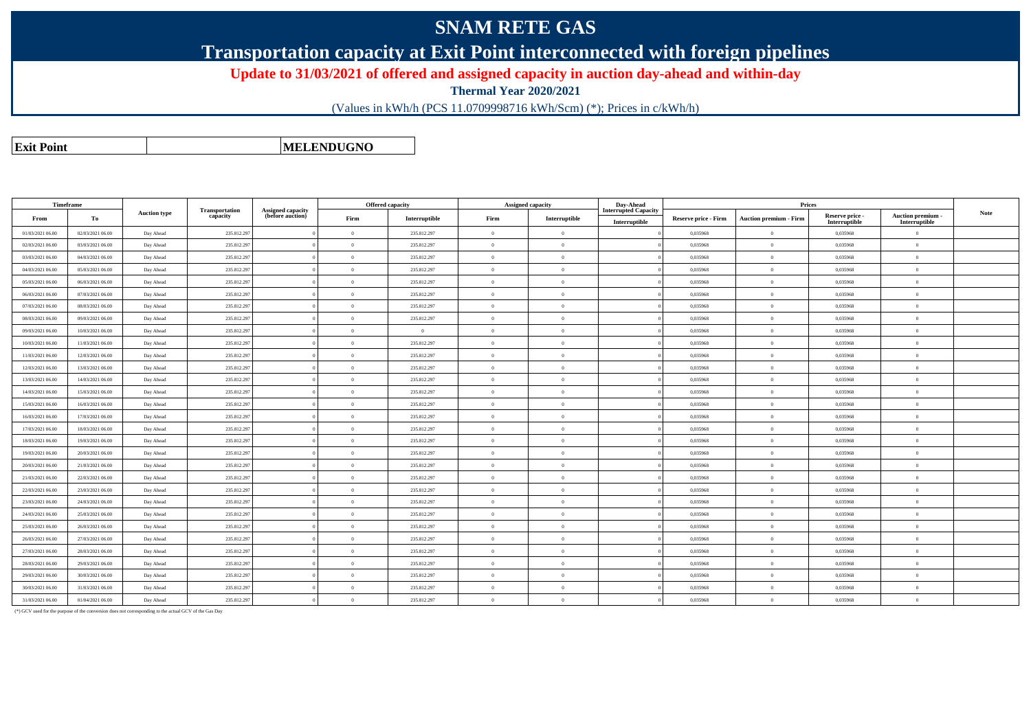# SNAM RETE GAS

## Transportation capacity at Exit Point interconnected with foreign pipelines

### Update to 31/03/2021 of offered and assigned capacity in auction day-ahead and within-day

**Thermal Year 2020/2021**

(Values in kWh/h (PCS 11.0709998716 kWh/Scm) (*); Prices in c/kWh/h)

| **Exit Point** | | **MELENDUGNO** |
|---|---|---|

| Timeframe | | Auction type | Transportation capacity | Assigned capacity (before auction) | Offered capacity | | Assigned capacity | | Day-Ahead Interrupted Capacity | Prices | | | | Note |
|---|---|---|---|---|---|---|---|---|---|---|---|---|---|---|
| From | To | | | | Firm | Interruptible | Firm | Interruptible | Interruptible | Reserve price - Firm | Auction premium - Firm | Reserve price - Interruptible | Auction premium - Interruptible | |
| 01/03/2021 06.00 | 02/03/2021 06.00 | Day Ahead | 235.812.297 | 0 | 0 | 235.812.297 | 0 | 0 | 0 | 0,035968 | 0 | 0,035968 | 0 | |
| 02/03/2021 06.00 | 03/03/2021 06.00 | Day Ahead | 235.812.297 | 0 | 0 | 235.812.297 | 0 | 0 | 0 | 0,035968 | 0 | 0,035968 | 0 | |
| 03/03/2021 06.00 | 04/03/2021 06.00 | Day Ahead | 235.812.297 | 0 | 0 | 235.812.297 | 0 | 0 | 0 | 0,035968 | 0 | 0,035968 | 0 | |
| 04/03/2021 06.00 | 05/03/2021 06.00 | Day Ahead | 235.812.297 | 0 | 0 | 235.812.297 | 0 | 0 | 0 | 0,035968 | 0 | 0,035968 | 0 | |
| 05/03/2021 06.00 | 06/03/2021 06.00 | Day Ahead | 235.812.297 | 0 | 0 | 235.812.297 | 0 | 0 | 0 | 0,035968 | 0 | 0,035968 | 0 | |
| 06/03/2021 06.00 | 07/03/2021 06.00 | Day Ahead | 235.812.297 | 0 | 0 | 235.812.297 | 0 | 0 | 0 | 0,035968 | 0 | 0,035968 | 0 | |
| 07/03/2021 06.00 | 08/03/2021 06.00 | Day Ahead | 235.812.297 | 0 | 0 | 235.812.297 | 0 | 0 | 0 | 0,035968 | 0 | 0,035968 | 0 | |
| 08/03/2021 06.00 | 09/03/2021 06.00 | Day Ahead | 235.812.297 | 0 | 0 | 235.812.297 | 0 | 0 | 0 | 0,035968 | 0 | 0,035968 | 0 | |
| 09/03/2021 06.00 | 10/03/2021 06.00 | Day Ahead | 235.812.297 | 0 | 0 | 0 | 0 | 0 | 0 | 0,035968 | 0 | 0,035968 | 0 | |
| 10/03/2021 06.00 | 11/03/2021 06.00 | Day Ahead | 235.812.297 | 0 | 0 | 235.812.297 | 0 | 0 | 0 | 0,035968 | 0 | 0,035968 | 0 | |
| 11/03/2021 06.00 | 12/03/2021 06.00 | Day Ahead | 235.812.297 | 0 | 0 | 235.812.297 | 0 | 0 | 0 | 0,035968 | 0 | 0,035968 | 0 | |
| 12/03/2021 06.00 | 13/03/2021 06.00 | Day Ahead | 235.812.297 | 0 | 0 | 235.812.297 | 0 | 0 | 0 | 0,035968 | 0 | 0,035968 | 0 | |
| 13/03/2021 06.00 | 14/03/2021 06.00 | Day Ahead | 235.812.297 | 0 | 0 | 235.812.297 | 0 | 0 | 0 | 0,035968 | 0 | 0,035968 | 0 | |
| 14/03/2021 06.00 | 15/03/2021 06.00 | Day Ahead | 235.812.297 | 0 | 0 | 235.812.297 | 0 | 0 | 0 | 0,035968 | 0 | 0,035968 | 0 | |
| 15/03/2021 06.00 | 16/03/2021 06.00 | Day Ahead | 235.812.297 | 0 | 0 | 235.812.297 | 0 | 0 | 0 | 0,035968 | 0 | 0,035968 | 0 | |
| 16/03/2021 06.00 | 17/03/2021 06.00 | Day Ahead | 235.812.297 | 0 | 0 | 235.812.297 | 0 | 0 | 0 | 0,035968 | 0 | 0,035968 | 0 | |
| 17/03/2021 06.00 | 18/03/2021 06.00 | Day Ahead | 235.812.297 | 0 | 0 | 235.812.297 | 0 | 0 | 0 | 0,035968 | 0 | 0,035968 | 0 | |
| 18/03/2021 06.00 | 19/03/2021 06.00 | Day Ahead | 235.812.297 | 0 | 0 | 235.812.297 | 0 | 0 | 0 | 0,035968 | 0 | 0,035968 | 0 | |
| 19/03/2021 06.00 | 20/03/2021 06.00 | Day Ahead | 235.812.297 | 0 | 0 | 235.812.297 | 0 | 0 | 0 | 0,035968 | 0 | 0,035968 | 0 | |
| 20/03/2021 06.00 | 21/03/2021 06.00 | Day Ahead | 235.812.297 | 0 | 0 | 235.812.297 | 0 | 0 | 0 | 0,035968 | 0 | 0,035968 | 0 | |
| 21/03/2021 06.00 | 22/03/2021 06.00 | Day Ahead | 235.812.297 | 0 | 0 | 235.812.297 | 0 | 0 | 0 | 0,035968 | 0 | 0,035968 | 0 | |
| 22/03/2021 06.00 | 23/03/2021 06.00 | Day Ahead | 235.812.297 | 0 | 0 | 235.812.297 | 0 | 0 | 0 | 0,035968 | 0 | 0,035968 | 0 | |
| 23/03/2021 06.00 | 24/03/2021 06.00 | Day Ahead | 235.812.297 | 0 | 0 | 235.812.297 | 0 | 0 | 0 | 0,035968 | 0 | 0,035968 | 0 | |
| 24/03/2021 06.00 | 25/03/2021 06.00 | Day Ahead | 235.812.297 | 0 | 0 | 235.812.297 | 0 | 0 | 0 | 0,035968 | 0 | 0,035968 | 0 | |
| 25/03/2021 06.00 | 26/03/2021 06.00 | Day Ahead | 235.812.297 | 0 | 0 | 235.812.297 | 0 | 0 | 0 | 0,035968 | 0 | 0,035968 | 0 | |
| 26/03/2021 06.00 | 27/03/2021 06.00 | Day Ahead | 235.812.297 | 0 | 0 | 235.812.297 | 0 | 0 | 0 | 0,035968 | 0 | 0,035968 | 0 | |
| 27/03/2021 06.00 | 28/03/2021 06.00 | Day Ahead | 235.812.297 | 0 | 0 | 235.812.297 | 0 | 0 | 0 | 0,035968 | 0 | 0,035968 | 0 | |
| 28/03/2021 06.00 | 29/03/2021 06.00 | Day Ahead | 235.812.297 | 0 | 0 | 235.812.297 | 0 | 0 | 0 | 0,035968 | 0 | 0,035968 | 0 | |
| 29/03/2021 06.00 | 30/03/2021 06.00 | Day Ahead | 235.812.297 | 0 | 0 | 235.812.297 | 0 | 0 | 0 | 0,035968 | 0 | 0,035968 | 0 | |
| 30/03/2021 06.00 | 31/03/2021 06.00 | Day Ahead | 235.812.297 | 0 | 0 | 235.812.297 | 0 | 0 | 0 | 0,035968 | 0 | 0,035968 | 0 | |
| 31/03/2021 06.00 | 01/04/2021 06.00 | Day Ahead | 235.812.297 | 0 | 0 | 235.812.297 | 0 | 0 | 0 | 0,035968 | 0 | 0,035968 | 0 | |

(*) GCV used for the purpose of the conversion does not corresponding to the actual GCV of the Gas Day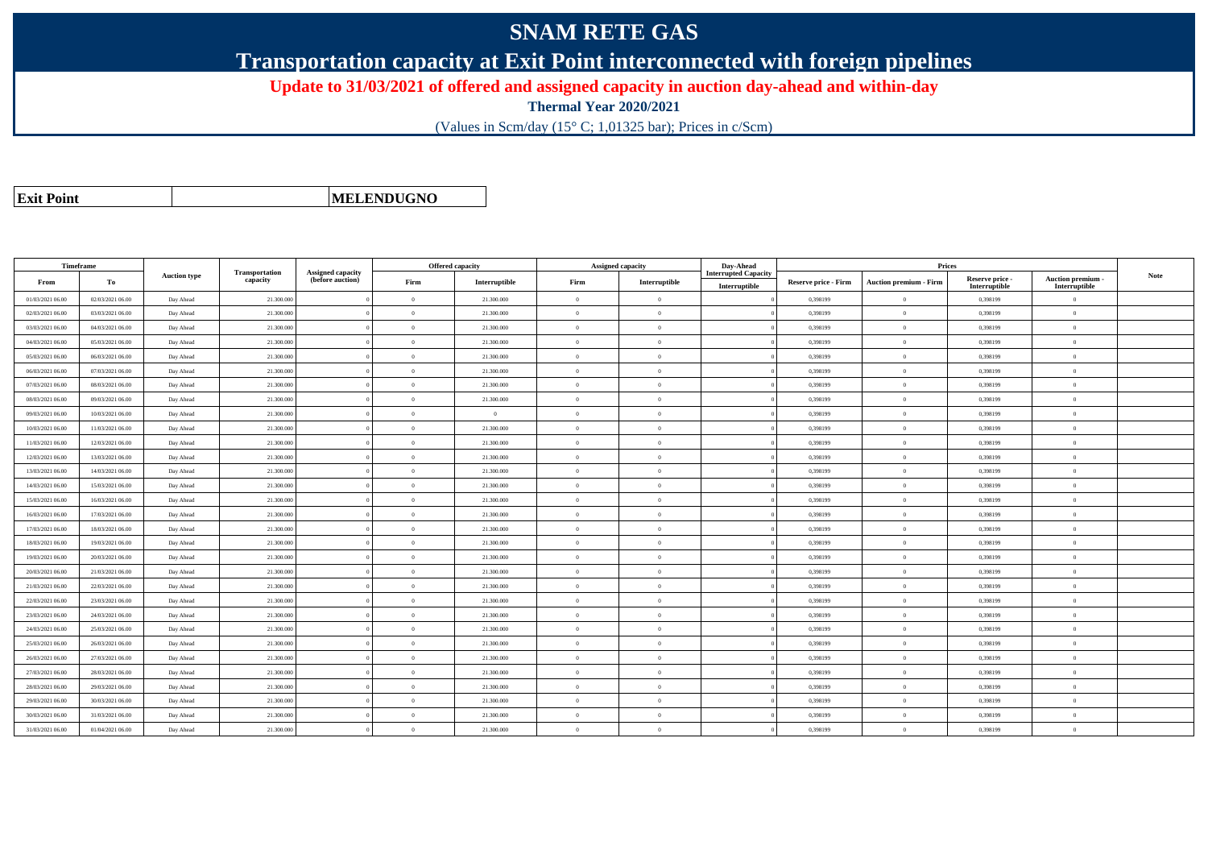# SNAM RETE GAS

## Transportation capacity at Exit Point interconnected with foreign pipelines

### Update to 31/03/2021 of offered and assigned capacity in auction day-ahead and within-day

**Thermal Year 2020/2021**

(Values in Scm/day (15° C; 1,01325 bar); Prices in c/Scm)

| **Exit Point** | | **MELENDUGNO** |
|---|---|---|

| Timeframe | | Auction type | Transportation capacity | Assigned capacity (before auction) | Offered capacity | | Assigned capacity | | Day-Ahead Interrupted Capacity | Prices | | | | Note |
|---|---|---|---|---|---|---|---|---|---|---|---|---|---|---|
| From | To | | | | Firm | Interruptible | Firm | Interruptible | Interruptible | Reserve price - Firm | Auction premium - Firm | Reserve price - Interruptible | Auction premium - Interruptible | |
| 01/03/2021 06.00 | 02/03/2021 06.00 | Day Ahead | 21.300.000 | 0 | 0 | 21.300.000 | 0 | 0 | 0 | 0,398199 | 0 | 0,398199 | 0 | |
| 02/03/2021 06.00 | 03/03/2021 06.00 | Day Ahead | 21.300.000 | 0 | 0 | 21.300.000 | 0 | 0 | 0 | 0,398199 | 0 | 0,398199 | 0 | |
| 03/03/2021 06.00 | 04/03/2021 06.00 | Day Ahead | 21.300.000 | 0 | 0 | 21.300.000 | 0 | 0 | 0 | 0,398199 | 0 | 0,398199 | 0 | |
| 04/03/2021 06.00 | 05/03/2021 06.00 | Day Ahead | 21.300.000 | 0 | 0 | 21.300.000 | 0 | 0 | 0 | 0,398199 | 0 | 0,398199 | 0 | |
| 05/03/2021 06.00 | 06/03/2021 06.00 | Day Ahead | 21.300.000 | 0 | 0 | 21.300.000 | 0 | 0 | 0 | 0,398199 | 0 | 0,398199 | 0 | |
| 06/03/2021 06.00 | 07/03/2021 06.00 | Day Ahead | 21.300.000 | 0 | 0 | 21.300.000 | 0 | 0 | 0 | 0,398199 | 0 | 0,398199 | 0 | |
| 07/03/2021 06.00 | 08/03/2021 06.00 | Day Ahead | 21.300.000 | 0 | 0 | 21.300.000 | 0 | 0 | 0 | 0,398199 | 0 | 0,398199 | 0 | |
| 08/03/2021 06.00 | 09/03/2021 06.00 | Day Ahead | 21.300.000 | 0 | 0 | 21.300.000 | 0 | 0 | 0 | 0,398199 | 0 | 0,398199 | 0 | |
| 09/03/2021 06.00 | 10/03/2021 06.00 | Day Ahead | 21.300.000 | 0 | 0 | 0 | 0 | 0 | 0 | 0,398199 | 0 | 0,398199 | 0 | |
| 10/03/2021 06.00 | 11/03/2021 06.00 | Day Ahead | 21.300.000 | 0 | 0 | 21.300.000 | 0 | 0 | 0 | 0,398199 | 0 | 0,398199 | 0 | |
| 11/03/2021 06.00 | 12/03/2021 06.00 | Day Ahead | 21.300.000 | 0 | 0 | 21.300.000 | 0 | 0 | 0 | 0,398199 | 0 | 0,398199 | 0 | |
| 12/03/2021 06.00 | 13/03/2021 06.00 | Day Ahead | 21.300.000 | 0 | 0 | 21.300.000 | 0 | 0 | 0 | 0,398199 | 0 | 0,398199 | 0 | |
| 13/03/2021 06.00 | 14/03/2021 06.00 | Day Ahead | 21.300.000 | 0 | 0 | 21.300.000 | 0 | 0 | 0 | 0,398199 | 0 | 0,398199 | 0 | |
| 14/03/2021 06.00 | 15/03/2021 06.00 | Day Ahead | 21.300.000 | 0 | 0 | 21.300.000 | 0 | 0 | 0 | 0,398199 | 0 | 0,398199 | 0 | |
| 15/03/2021 06.00 | 16/03/2021 06.00 | Day Ahead | 21.300.000 | 0 | 0 | 21.300.000 | 0 | 0 | 0 | 0,398199 | 0 | 0,398199 | 0 | |
| 16/03/2021 06.00 | 17/03/2021 06.00 | Day Ahead | 21.300.000 | 0 | 0 | 21.300.000 | 0 | 0 | 0 | 0,398199 | 0 | 0,398199 | 0 | |
| 17/03/2021 06.00 | 18/03/2021 06.00 | Day Ahead | 21.300.000 | 0 | 0 | 21.300.000 | 0 | 0 | 0 | 0,398199 | 0 | 0,398199 | 0 | |
| 18/03/2021 06.00 | 19/03/2021 06.00 | Day Ahead | 21.300.000 | 0 | 0 | 21.300.000 | 0 | 0 | 0 | 0,398199 | 0 | 0,398199 | 0 | |
| 19/03/2021 06.00 | 20/03/2021 06.00 | Day Ahead | 21.300.000 | 0 | 0 | 21.300.000 | 0 | 0 | 0 | 0,398199 | 0 | 0,398199 | 0 | |
| 20/03/2021 06.00 | 21/03/2021 06.00 | Day Ahead | 21.300.000 | 0 | 0 | 21.300.000 | 0 | 0 | 0 | 0,398199 | 0 | 0,398199 | 0 | |
| 21/03/2021 06.00 | 22/03/2021 06.00 | Day Ahead | 21.300.000 | 0 | 0 | 21.300.000 | 0 | 0 | 0 | 0,398199 | 0 | 0,398199 | 0 | |
| 22/03/2021 06.00 | 23/03/2021 06.00 | Day Ahead | 21.300.000 | 0 | 0 | 21.300.000 | 0 | 0 | 0 | 0,398199 | 0 | 0,398199 | 0 | |
| 23/03/2021 06.00 | 24/03/2021 06.00 | Day Ahead | 21.300.000 | 0 | 0 | 21.300.000 | 0 | 0 | 0 | 0,398199 | 0 | 0,398199 | 0 | |
| 24/03/2021 06.00 | 25/03/2021 06.00 | Day Ahead | 21.300.000 | 0 | 0 | 21.300.000 | 0 | 0 | 0 | 0,398199 | 0 | 0,398199 | 0 | |
| 25/03/2021 06.00 | 26/03/2021 06.00 | Day Ahead | 21.300.000 | 0 | 0 | 21.300.000 | 0 | 0 | 0 | 0,398199 | 0 | 0,398199 | 0 | |
| 26/03/2021 06.00 | 27/03/2021 06.00 | Day Ahead | 21.300.000 | 0 | 0 | 21.300.000 | 0 | 0 | 0 | 0,398199 | 0 | 0,398199 | 0 | |
| 27/03/2021 06.00 | 28/03/2021 06.00 | Day Ahead | 21.300.000 | 0 | 0 | 21.300.000 | 0 | 0 | 0 | 0,398199 | 0 | 0,398199 | 0 | |
| 28/03/2021 06.00 | 29/03/2021 06.00 | Day Ahead | 21.300.000 | 0 | 0 | 21.300.000 | 0 | 0 | 0 | 0,398199 | 0 | 0,398199 | 0 | |
| 29/03/2021 06.00 | 30/03/2021 06.00 | Day Ahead | 21.300.000 | 0 | 0 | 21.300.000 | 0 | 0 | 0 | 0,398199 | 0 | 0,398199 | 0 | |
| 30/03/2021 06.00 | 31/03/2021 06.00 | Day Ahead | 21.300.000 | 0 | 0 | 21.300.000 | 0 | 0 | 0 | 0,398199 | 0 | 0,398199 | 0 | |
| 31/03/2021 06.00 | 01/04/2021 06.00 | Day Ahead | 21.300.000 | 0 | 0 | 21.300.000 | 0 | 0 | 0 | 0,398199 | 0 | 0,398199 | 0 | |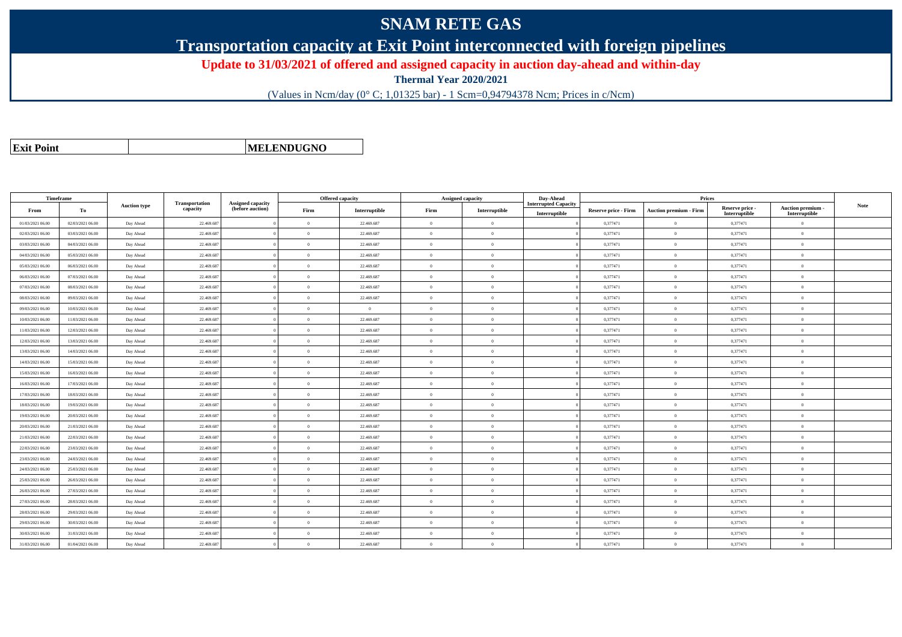# SNAM RETE GAS

## Transportation capacity at Exit Point interconnected with foreign pipelines

**Update to 31/03/2021 of offered and assigned capacity in auction day-ahead and within-day**

**Thermal Year 2020/2021**

(Values in Ncm/day (0° C; 1,01325 bar) - 1 Scm=0,94794378 Ncm; Prices in c/Ncm)

| Exit Point | | MELENDUGNO |
|---|---|---|

| Timeframe | | Auction type | Transportation capacity | Assigned capacity (before auction) | Offered capacity | | Assigned capacity | | Day-Ahead Interrupted Capacity | Prices | | | | Note |
|---|---|---|---|---|---|---|---|---|---|---|---|---|---|---|
| From | To | | | | Firm | Interruptible | Firm | Interruptible | Interruptible | Reserve price - Firm | Auction premium - Firm | Reserve price - Interruptible | Auction premium - Interruptible | |
| 01/03/2021 06.00 | 02/03/2021 06.00 | Day Ahead | 22.469.687 | 0 | 0 | 22.469.687 | 0 | 0 | 0 | 0,377471 | 0 | 0,377471 | 0 | |
| 02/03/2021 06.00 | 03/03/2021 06.00 | Day Ahead | 22.469.687 | 0 | 0 | 22.469.687 | 0 | 0 | 0 | 0,377471 | 0 | 0,377471 | 0 | |
| 03/03/2021 06.00 | 04/03/2021 06.00 | Day Ahead | 22.469.687 | 0 | 0 | 22.469.687 | 0 | 0 | 0 | 0,377471 | 0 | 0,377471 | 0 | |
| 04/03/2021 06.00 | 05/03/2021 06.00 | Day Ahead | 22.469.687 | 0 | 0 | 22.469.687 | 0 | 0 | 0 | 0,377471 | 0 | 0,377471 | 0 | |
| 05/03/2021 06.00 | 06/03/2021 06.00 | Day Ahead | 22.469.687 | 0 | 0 | 22.469.687 | 0 | 0 | 0 | 0,377471 | 0 | 0,377471 | 0 | |
| 06/03/2021 06.00 | 07/03/2021 06.00 | Day Ahead | 22.469.687 | 0 | 0 | 22.469.687 | 0 | 0 | 0 | 0,377471 | 0 | 0,377471 | 0 | |
| 07/03/2021 06.00 | 08/03/2021 06.00 | Day Ahead | 22.469.687 | 0 | 0 | 22.469.687 | 0 | 0 | 0 | 0,377471 | 0 | 0,377471 | 0 | |
| 08/03/2021 06.00 | 09/03/2021 06.00 | Day Ahead | 22.469.687 | 0 | 0 | 22.469.687 | 0 | 0 | 0 | 0,377471 | 0 | 0,377471 | 0 | |
| 09/03/2021 06.00 | 10/03/2021 06.00 | Day Ahead | 22.469.687 | 0 | 0 | 0 | 0 | 0 | 0 | 0,377471 | 0 | 0,377471 | 0 | |
| 10/03/2021 06.00 | 11/03/2021 06.00 | Day Ahead | 22.469.687 | 0 | 0 | 22.469.687 | 0 | 0 | 0 | 0,377471 | 0 | 0,377471 | 0 | |
| 11/03/2021 06.00 | 12/03/2021 06.00 | Day Ahead | 22.469.687 | 0 | 0 | 22.469.687 | 0 | 0 | 0 | 0,377471 | 0 | 0,377471 | 0 | |
| 12/03/2021 06.00 | 13/03/2021 06.00 | Day Ahead | 22.469.687 | 0 | 0 | 22.469.687 | 0 | 0 | 0 | 0,377471 | 0 | 0,377471 | 0 | |
| 13/03/2021 06.00 | 14/03/2021 06.00 | Day Ahead | 22.469.687 | 0 | 0 | 22.469.687 | 0 | 0 | 0 | 0,377471 | 0 | 0,377471 | 0 | |
| 14/03/2021 06.00 | 15/03/2021 06.00 | Day Ahead | 22.469.687 | 0 | 0 | 22.469.687 | 0 | 0 | 0 | 0,377471 | 0 | 0,377471 | 0 | |
| 15/03/2021 06.00 | 16/03/2021 06.00 | Day Ahead | 22.469.687 | 0 | 0 | 22.469.687 | 0 | 0 | 0 | 0,377471 | 0 | 0,377471 | 0 | |
| 16/03/2021 06.00 | 17/03/2021 06.00 | Day Ahead | 22.469.687 | 0 | 0 | 22.469.687 | 0 | 0 | 0 | 0,377471 | 0 | 0,377471 | 0 | |
| 17/03/2021 06.00 | 18/03/2021 06.00 | Day Ahead | 22.469.687 | 0 | 0 | 22.469.687 | 0 | 0 | 0 | 0,377471 | 0 | 0,377471 | 0 | |
| 18/03/2021 06.00 | 19/03/2021 06.00 | Day Ahead | 22.469.687 | 0 | 0 | 22.469.687 | 0 | 0 | 0 | 0,377471 | 0 | 0,377471 | 0 | |
| 19/03/2021 06.00 | 20/03/2021 06.00 | Day Ahead | 22.469.687 | 0 | 0 | 22.469.687 | 0 | 0 | 0 | 0,377471 | 0 | 0,377471 | 0 | |
| 20/03/2021 06.00 | 21/03/2021 06.00 | Day Ahead | 22.469.687 | 0 | 0 | 22.469.687 | 0 | 0 | 0 | 0,377471 | 0 | 0,377471 | 0 | |
| 21/03/2021 06.00 | 22/03/2021 06.00 | Day Ahead | 22.469.687 | 0 | 0 | 22.469.687 | 0 | 0 | 0 | 0,377471 | 0 | 0,377471 | 0 | |
| 22/03/2021 06.00 | 23/03/2021 06.00 | Day Ahead | 22.469.687 | 0 | 0 | 22.469.687 | 0 | 0 | 0 | 0,377471 | 0 | 0,377471 | 0 | |
| 23/03/2021 06.00 | 24/03/2021 06.00 | Day Ahead | 22.469.687 | 0 | 0 | 22.469.687 | 0 | 0 | 0 | 0,377471 | 0 | 0,377471 | 0 | |
| 24/03/2021 06.00 | 25/03/2021 06.00 | Day Ahead | 22.469.687 | 0 | 0 | 22.469.687 | 0 | 0 | 0 | 0,377471 | 0 | 0,377471 | 0 | |
| 25/03/2021 06.00 | 26/03/2021 06.00 | Day Ahead | 22.469.687 | 0 | 0 | 22.469.687 | 0 | 0 | 0 | 0,377471 | 0 | 0,377471 | 0 | |
| 26/03/2021 06.00 | 27/03/2021 06.00 | Day Ahead | 22.469.687 | 0 | 0 | 22.469.687 | 0 | 0 | 0 | 0,377471 | 0 | 0,377471 | 0 | |
| 27/03/2021 06.00 | 28/03/2021 06.00 | Day Ahead | 22.469.687 | 0 | 0 | 22.469.687 | 0 | 0 | 0 | 0,377471 | 0 | 0,377471 | 0 | |
| 28/03/2021 06.00 | 29/03/2021 06.00 | Day Ahead | 22.469.687 | 0 | 0 | 22.469.687 | 0 | 0 | 0 | 0,377471 | 0 | 0,377471 | 0 | |
| 29/03/2021 06.00 | 30/03/2021 06.00 | Day Ahead | 22.469.687 | 0 | 0 | 22.469.687 | 0 | 0 | 0 | 0,377471 | 0 | 0,377471 | 0 | |
| 30/03/2021 06.00 | 31/03/2021 06.00 | Day Ahead | 22.469.687 | 0 | 0 | 22.469.687 | 0 | 0 | 0 | 0,377471 | 0 | 0,377471 | 0 | |
| 31/03/2021 06.00 | 01/04/2021 06.00 | Day Ahead | 22.469.687 | 0 | 0 | 22.469.687 | 0 | 0 | 0 | 0,377471 | 0 | 0,377471 | 0 | |